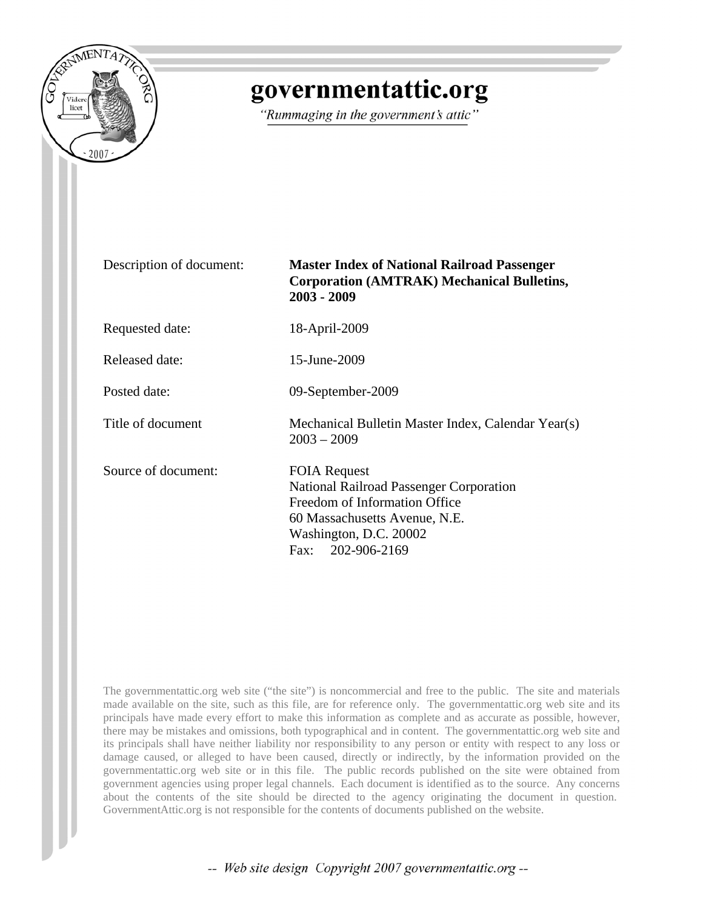# governmentattic.org

*"Rummaging in the government's attic"*

| | |
|---|---|
| Description of document: | **Master Index of National Railroad Passenger Corporation (AMTRAK) Mechanical Bulletins, 2003 - 2009** |
| Requested date: | 18-April-2009 |
| Released date: | 15-June-2009 |
| Posted date: | 09-September-2009 |
| Title of document | Mechanical Bulletin Master Index, Calendar Year(s) 2003 – 2009 |
| Source of document: | FOIA Request<br>National Railroad Passenger Corporation<br>Freedom of Information Office<br>60 Massachusetts Avenue, N.E.<br>Washington, D.C. 20002<br>Fax: 202-906-2169 |

The governmentattic.org web site ("the site") is noncommercial and free to the public. The site and materials made available on the site, such as this file, are for reference only. The governmentattic.org web site and its principals have made every effort to make this information as complete and as accurate as possible, however, there may be mistakes and omissions, both typographical and in content. The governmentattic.org web site and its principals shall have neither liability nor responsibility to any person or entity with respect to any loss or damage caused, or alleged to have been caused, directly or indirectly, by the information provided on the governmentattic.org web site or in this file. The public records published on the site were obtained from government agencies using proper legal channels. Each document is identified as to the source. Any concerns about the contents of the site should be directed to the agency originating the document in question. GovernmentAttic.org is not responsible for the contents of documents published on the website.

*-- Web site design Copyright 2007 governmentattic.org --*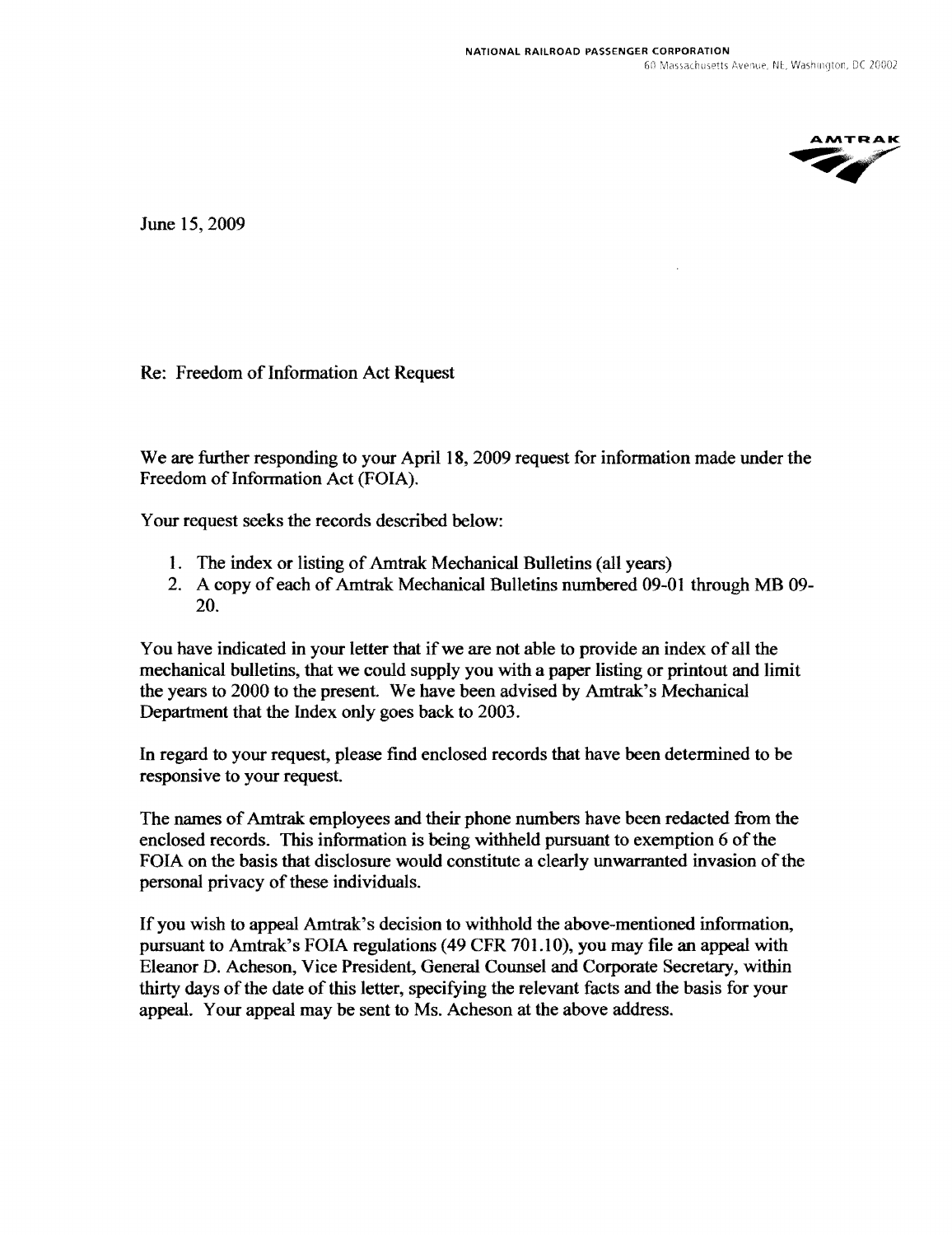NATIONAL RAILROAD PASSENGER CORPORATION
60 Massachusetts Avenue, NE, Washington, DC 20002

AMTRAK

June 15, 2009

Re: Freedom of Information Act Request

We are further responding to your April 18, 2009 request for information made under the Freedom of Information Act (FOIA).

Your request seeks the records described below:

1. The index or listing of Amtrak Mechanical Bulletins (all years)
2. A copy of each of Amtrak Mechanical Bulletins numbered 09-01 through MB 09-20.

You have indicated in your letter that if we are not able to provide an index of all the mechanical bulletins, that we could supply you with a paper listing or printout and limit the years to 2000 to the present. We have been advised by Amtrak's Mechanical Department that the Index only goes back to 2003.

In regard to your request, please find enclosed records that have been determined to be responsive to your request.

The names of Amtrak employees and their phone numbers have been redacted from the enclosed records. This information is being withheld pursuant to exemption 6 of the FOIA on the basis that disclosure would constitute a clearly unwarranted invasion of the personal privacy of these individuals.

If you wish to appeal Amtrak's decision to withhold the above-mentioned information, pursuant to Amtrak's FOIA regulations (49 CFR 701.10), you may file an appeal with Eleanor D. Acheson, Vice President, General Counsel and Corporate Secretary, within thirty days of the date of this letter, specifying the relevant facts and the basis for your appeal. Your appeal may be sent to Ms. Acheson at the above address.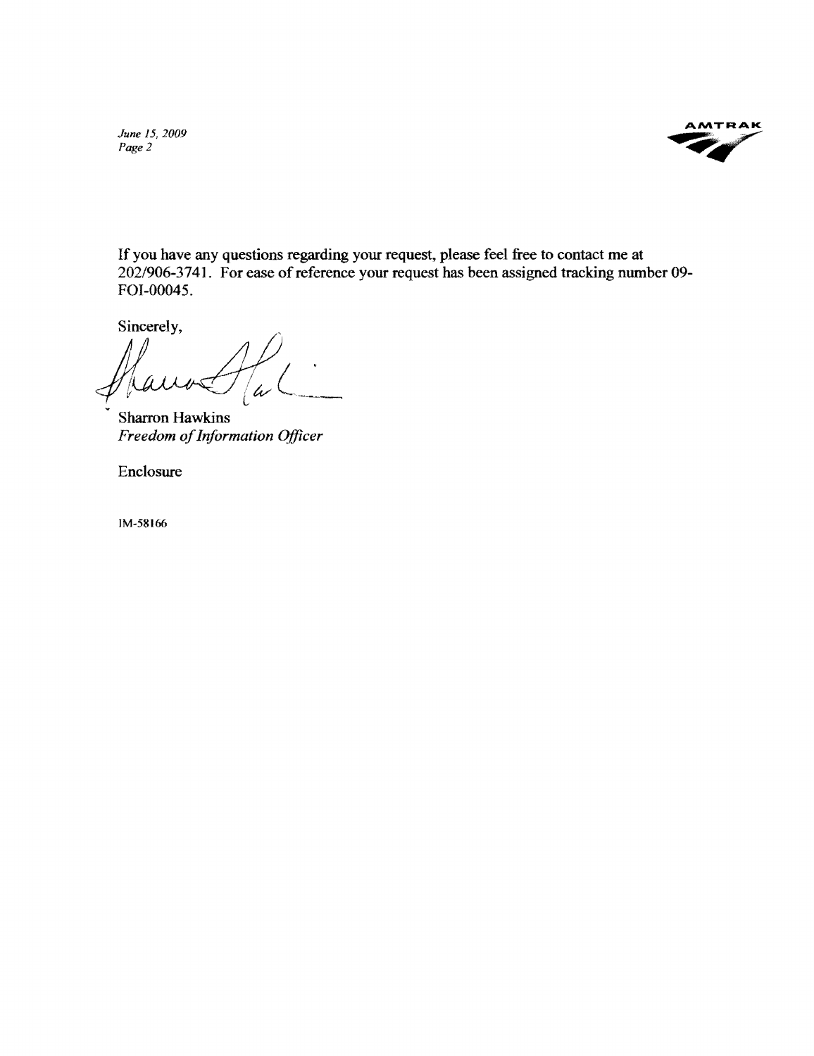If you have any questions regarding your request, please feel free to contact me at 202/906-3741. For ease of reference your request has been assigned tracking number 09-FOI-00045.

Sincerely,

Sharron Hawkins
*Freedom of Information Officer*

Enclosure

IM-58166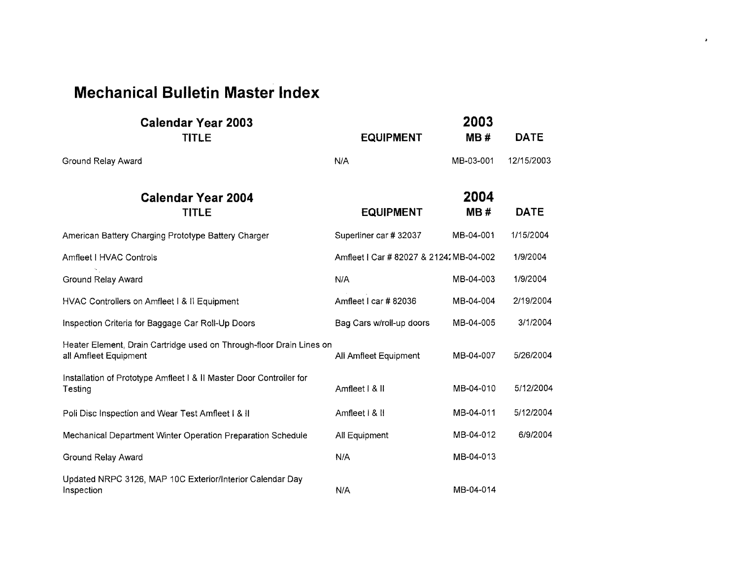# Mechanical Bulletin Master Index

## Calendar Year 2003

| TITLE | EQUIPMENT | 2003 MB # | DATE |
|---|---|---|---|
| Ground Relay Award | N/A | MB-03-001 | 12/15/2003 |

## Calendar Year 2004

| TITLE | EQUIPMENT | 2004 MB # | DATE |
|---|---|---|---|
| American Battery Charging Prototype Battery Charger | Superliner car # 32037 | MB-04-001 | 1/15/2004 |
| Amfleet I HVAC Controls | Amfleet I Car # 82027 & 2124: | MB-04-002 | 1/9/2004 |
| Ground Relay Award | N/A | MB-04-003 | 1/9/2004 |
| HVAC Controllers on Amfleet I & II Equipment | Amfleet I car # 82036 | MB-04-004 | 2/19/2004 |
| Inspection Criteria for Baggage Car Roll-Up Doors | Bag Cars w/roll-up doors | MB-04-005 | 3/1/2004 |
| Heater Element, Drain Cartridge used on Through-floor Drain Lines on all Amfleet Equipment | All Amfleet Equipment | MB-04-007 | 5/26/2004 |
| Installation of Prototype Amfleet I & II Master Door Controller for Testing | Amfleet I & II | MB-04-010 | 5/12/2004 |
| Poli Disc Inspection and Wear Test Amfleet I & II | Amfleet I & II | MB-04-011 | 5/12/2004 |
| Mechanical Department Winter Operation Preparation Schedule | All Equipment | MB-04-012 | 6/9/2004 |
| Ground Relay Award | N/A | MB-04-013 | |
| Updated NRPC 3126, MAP 10C Exterior/Interior Calendar Day Inspection | N/A | MB-04-014 | |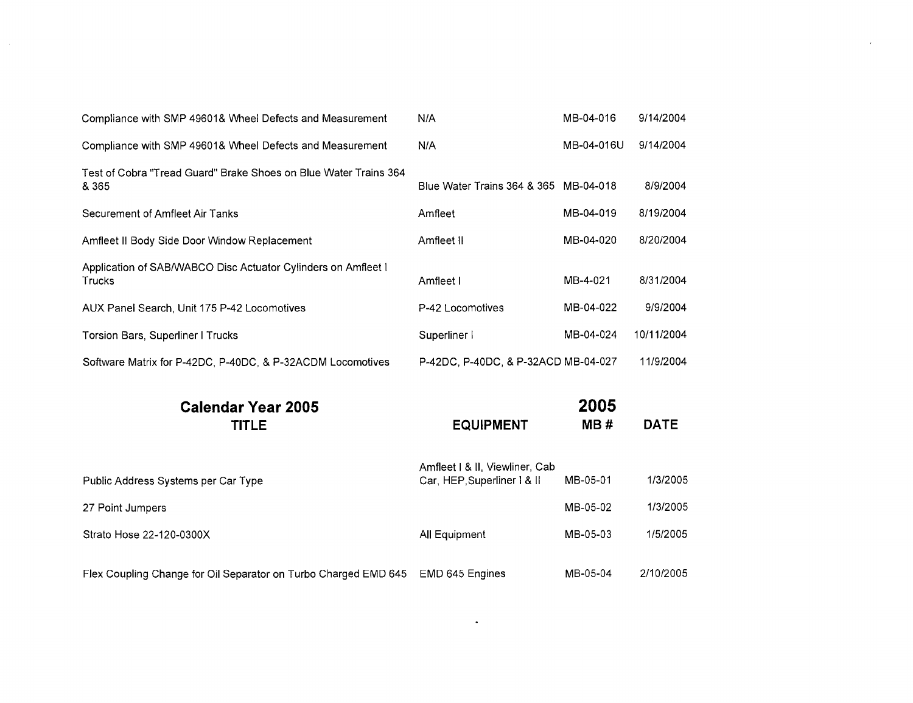| | | | |
|---|---|---|---|
| Compliance with SMP 49601& Wheel Defects and Measurement | N/A | MB-04-016 | 9/14/2004 |
| Compliance with SMP 49601& Wheel Defects and Measurement | N/A | MB-04-016U | 9/14/2004 |
| Test of Cobra "Tread Guard" Brake Shoes on Blue Water Trains 364 & 365 | Blue Water Trains 364 & 365 | MB-04-018 | 8/9/2004 |
| Securement of Amfleet Air Tanks | Amfleet | MB-04-019 | 8/19/2004 |
| Amfleet II Body Side Door Window Replacement | Amfleet II | MB-04-020 | 8/20/2004 |
| Application of SAB/WABCO Disc Actuator Cylinders on Amfleet I Trucks | Amfleet I | MB-4-021 | 8/31/2004 |
| AUX Panel Search, Unit 175 P-42 Locomotives | P-42 Locomotives | MB-04-022 | 9/9/2004 |
| Torsion Bars, Superliner I Trucks | Superliner I | MB-04-024 | 10/11/2004 |
| Software Matrix for P-42DC, P-40DC, & P-32ACDM Locomotives | P-42DC, P-40DC, & P-32ACD | MB-04-027 | 11/9/2004 |

## Calendar Year 2005

| TITLE | EQUIPMENT | 2005 MB # | DATE |
|---|---|---|---|
| Public Address Systems per Car Type | Amfleet I & II, Viewliner, Cab Car, HEP,Superliner I & II | MB-05-01 | 1/3/2005 |
| 27 Point Jumpers | | MB-05-02 | 1/3/2005 |
| Strato Hose 22-120-0300X | All Equipment | MB-05-03 | 1/5/2005 |
| Flex Coupling Change for Oil Separator on Turbo Charged EMD 645 | EMD 645 Engines | MB-05-04 | 2/10/2005 |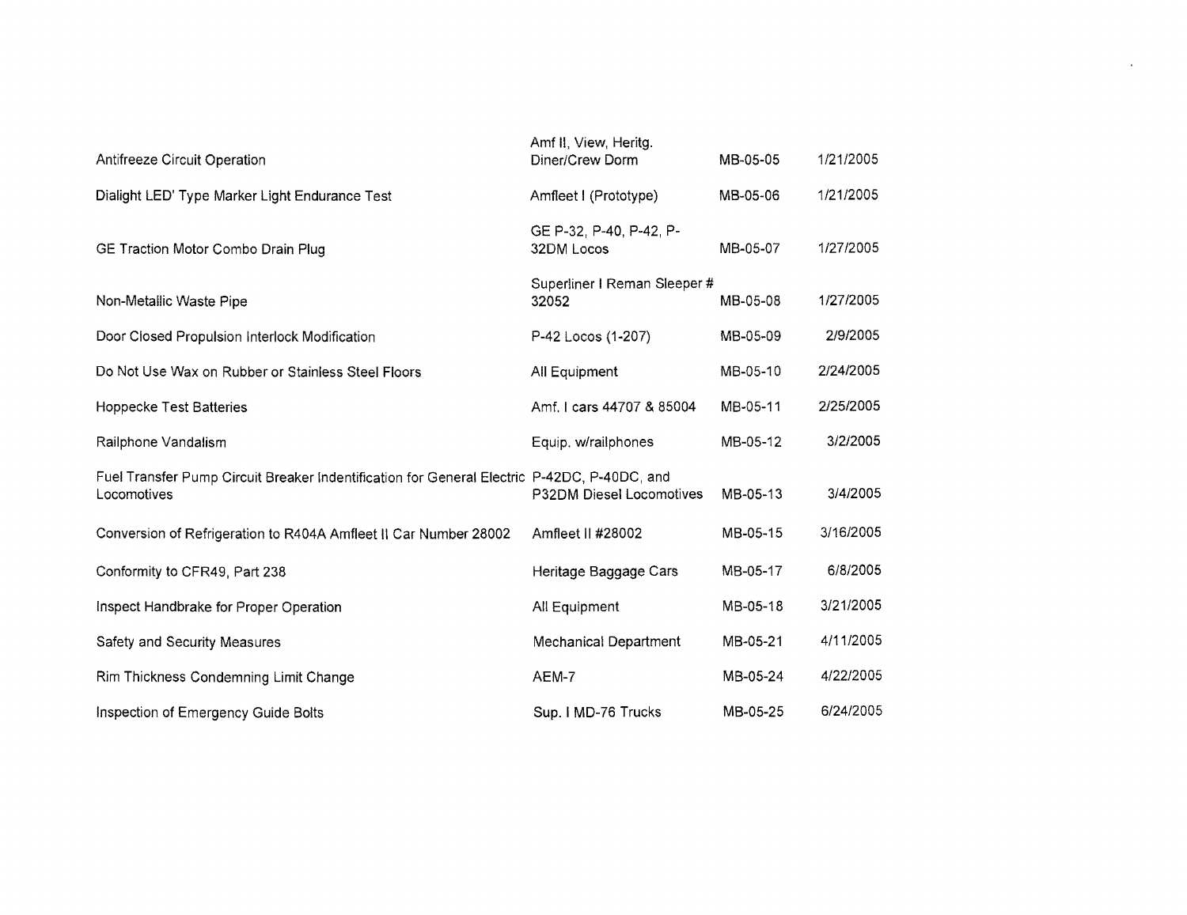| | | | |
|---|---|---|---|
| Antifreeze Circuit Operation | Amf II, View, Heritg. Diner/Crew Dorm | MB-05-05 | 1/21/2005 |
| Dialight LED' Type Marker Light Endurance Test | Amfleet I (Prototype) | MB-05-06 | 1/21/2005 |
| GE Traction Motor Combo Drain Plug | GE P-32, P-40, P-42, P-32DM Locos | MB-05-07 | 1/27/2005 |
| Non-Metallic Waste Pipe | Superliner I Reman Sleeper # 32052 | MB-05-08 | 1/27/2005 |
| Door Closed Propulsion Interlock Modification | P-42 Locos (1-207) | MB-05-09 | 2/9/2005 |
| Do Not Use Wax on Rubber or Stainless Steel Floors | All Equipment | MB-05-10 | 2/24/2005 |
| Hoppecke Test Batteries | Amf. I cars 44707 & 85004 | MB-05-11 | 2/25/2005 |
| Railphone Vandalism | Equip. w/railphones | MB-05-12 | 3/2/2005 |
| Fuel Transfer Pump Circuit Breaker Indentification for General Electric Locomotives | P-42DC, P-40DC, and P32DM Diesel Locomotives | MB-05-13 | 3/4/2005 |
| Conversion of Refrigeration to R404A Amfleet II Car Number 28002 | Amfleet II #28002 | MB-05-15 | 3/16/2005 |
| Conformity to CFR49, Part 238 | Heritage Baggage Cars | MB-05-17 | 6/8/2005 |
| Inspect Handbrake for Proper Operation | All Equipment | MB-05-18 | 3/21/2005 |
| Safety and Security Measures | Mechanical Department | MB-05-21 | 4/11/2005 |
| Rim Thickness Condemning Limit Change | AEM-7 | MB-05-24 | 4/22/2005 |
| Inspection of Emergency Guide Bolts | Sup. I MD-76 Trucks | MB-05-25 | 6/24/2005 |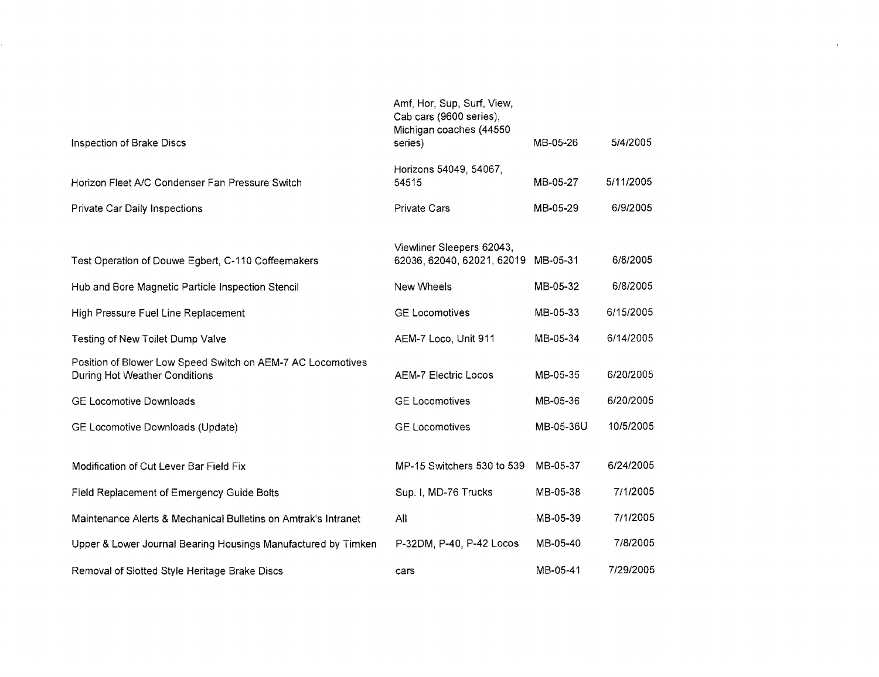| | | | |
|---|---|---|---|
| Inspection of Brake Discs | Amf, Hor, Sup, Surf, View, Cab cars (9600 series), Michigan coaches (44550 series) | MB-05-26 | 5/4/2005 |
| Horizon Fleet A/C Condenser Fan Pressure Switch | Horizons 54049, 54067, 54515 | MB-05-27 | 5/11/2005 |
| Private Car Daily Inspections | Private Cars | MB-05-29 | 6/9/2005 |
| Test Operation of Douwe Egbert, C-110 Coffeemakers | Viewliner Sleepers 62043, 62036, 62040, 62021, 62019 | MB-05-31 | 6/8/2005 |
| Hub and Bore Magnetic Particle Inspection Stencil | New Wheels | MB-05-32 | 6/8/2005 |
| High Pressure Fuel Line Replacement | GE Locomotives | MB-05-33 | 6/15/2005 |
| Testing of New Toilet Dump Valve | AEM-7 Loco, Unit 911 | MB-05-34 | 6/14/2005 |
| Position of Blower Low Speed Switch on AEM-7 AC Locomotives During Hot Weather Conditions | AEM-7 Electric Locos | MB-05-35 | 6/20/2005 |
| GE Locomotive Downloads | GE Locomotives | MB-05-36 | 6/20/2005 |
| GE Locomotive Downloads (Update) | GE Locomotives | MB-05-36U | 10/5/2005 |
| Modification of Cut Lever Bar Field Fix | MP-15 Switchers 530 to 539 | MB-05-37 | 6/24/2005 |
| Field Replacement of Emergency Guide Bolts | Sup. I, MD-76 Trucks | MB-05-38 | 7/1/2005 |
| Maintenance Alerts & Mechanical Bulletins on Amtrak's Intranet | All | MB-05-39 | 7/1/2005 |
| Upper & Lower Journal Bearing Housings Manufactured by Timken | P-32DM, P-40, P-42 Locos | MB-05-40 | 7/8/2005 |
| Removal of Slotted Style Heritage Brake Discs | cars | MB-05-41 | 7/29/2005 |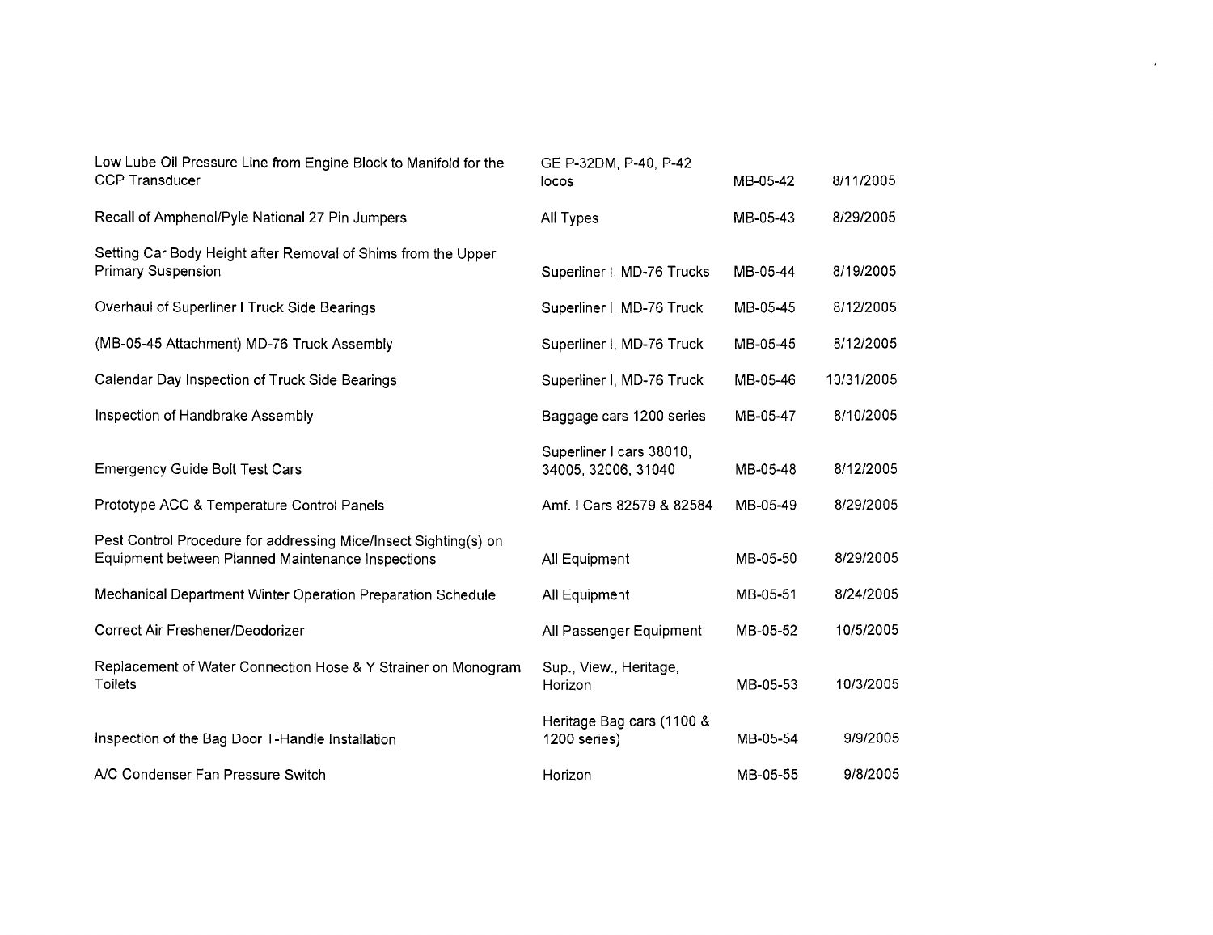| | | | |
|---|---|---|---|
| Low Lube Oil Pressure Line from Engine Block to Manifold for the CCP Transducer | GE P-32DM, P-40, P-42 locos | MB-05-42 | 8/11/2005 |
| Recall of Amphenol/Pyle National 27 Pin Jumpers | All Types | MB-05-43 | 8/29/2005 |
| Setting Car Body Height after Removal of Shims from the Upper Primary Suspension | Superliner I, MD-76 Trucks | MB-05-44 | 8/19/2005 |
| Overhaul of Superliner I Truck Side Bearings | Superliner I, MD-76 Truck | MB-05-45 | 8/12/2005 |
| (MB-05-45 Attachment) MD-76 Truck Assembly | Superliner I, MD-76 Truck | MB-05-45 | 8/12/2005 |
| Calendar Day Inspection of Truck Side Bearings | Superliner I, MD-76 Truck | MB-05-46 | 10/31/2005 |
| Inspection of Handbrake Assembly | Baggage cars 1200 series | MB-05-47 | 8/10/2005 |
| Emergency Guide Bolt Test Cars | Superliner I cars 38010, 34005, 32006, 31040 | MB-05-48 | 8/12/2005 |
| Prototype ACC & Temperature Control Panels | Amf. I Cars 82579 & 82584 | MB-05-49 | 8/29/2005 |
| Pest Control Procedure for addressing Mice/Insect Sighting(s) on Equipment between Planned Maintenance Inspections | All Equipment | MB-05-50 | 8/29/2005 |
| Mechanical Department Winter Operation Preparation Schedule | All Equipment | MB-05-51 | 8/24/2005 |
| Correct Air Freshener/Deodorizer | All Passenger Equipment | MB-05-52 | 10/5/2005 |
| Replacement of Water Connection Hose & Y Strainer on Monogram Toilets | Sup., View., Heritage, Horizon | MB-05-53 | 10/3/2005 |
| Inspection of the Bag Door T-Handle Installation | Heritage Bag cars (1100 & 1200 series) | MB-05-54 | 9/9/2005 |
| A/C Condenser Fan Pressure Switch | Horizon | MB-05-55 | 9/8/2005 |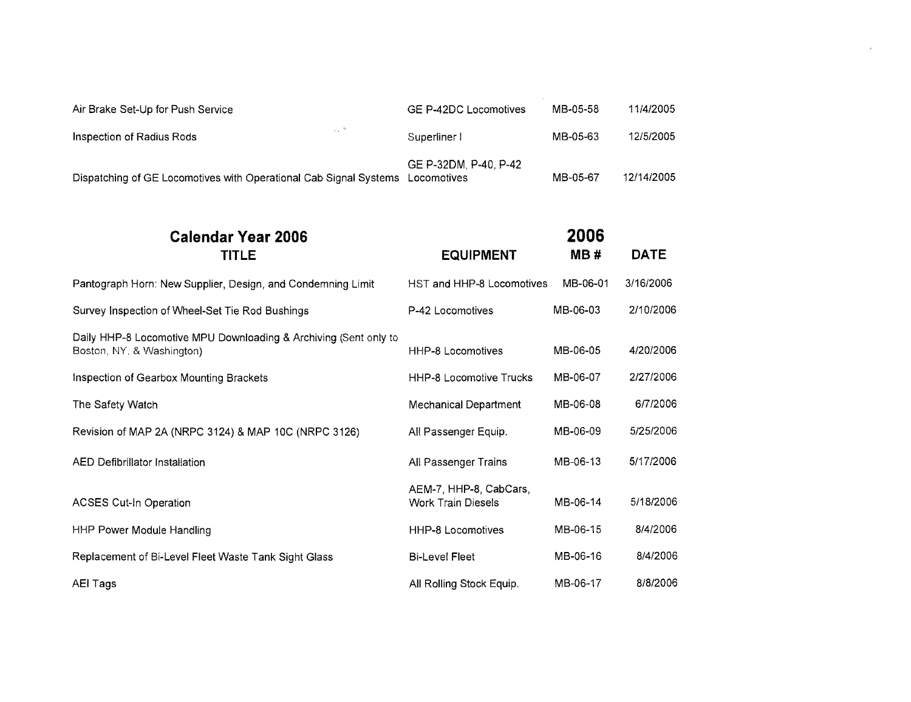| | | | |
|---|---|---|---|
| Air Brake Set-Up for Push Service | GE P-42DC Locomotives | MB-05-58 | 11/4/2005 |
| Inspection of Radius Rods | Superliner I | MB-05-63 | 12/5/2005 |
| Dispatching of GE Locomotives with Operational Cab Signal Systems | GE P-32DM, P-40, P-42 Locomotives | MB-05-67 | 12/14/2005 |

## Calendar Year 2006

| TITLE | EQUIPMENT | 2006 MB # | DATE |
|---|---|---|---|
| Pantograph Horn: New Supplier, Design, and Condemning Limit | HST and HHP-8 Locomotives | MB-06-01 | 3/16/2006 |
| Survey Inspection of Wheel-Set Tie Rod Bushings | P-42 Locomotives | MB-06-03 | 2/10/2006 |
| Daily HHP-8 Locomotive MPU Downloading & Archiving (Sent only to Boston, NY, & Washington) | HHP-8 Locomotives | MB-06-05 | 4/20/2006 |
| Inspection of Gearbox Mounting Brackets | HHP-8 Locomotive Trucks | MB-06-07 | 2/27/2006 |
| The Safety Watch | Mechanical Department | MB-06-08 | 6/7/2006 |
| Revision of MAP 2A (NRPC 3124) & MAP 10C (NRPC 3126) | All Passenger Equip. | MB-06-09 | 5/25/2006 |
| AED Defibrillator Installation | All Passenger Trains | MB-06-13 | 5/17/2006 |
| ACSES Cut-In Operation | AEM-7, HHP-8, CabCars, Work Train Diesels | MB-06-14 | 5/18/2006 |
| HHP Power Module Handling | HHP-8 Locomotives | MB-06-15 | 8/4/2006 |
| Replacement of Bi-Level Fleet Waste Tank Sight Glass | Bi-Level Fleet | MB-06-16 | 8/4/2006 |
| AEI Tags | All Rolling Stock Equip. | MB-06-17 | 8/8/2006 |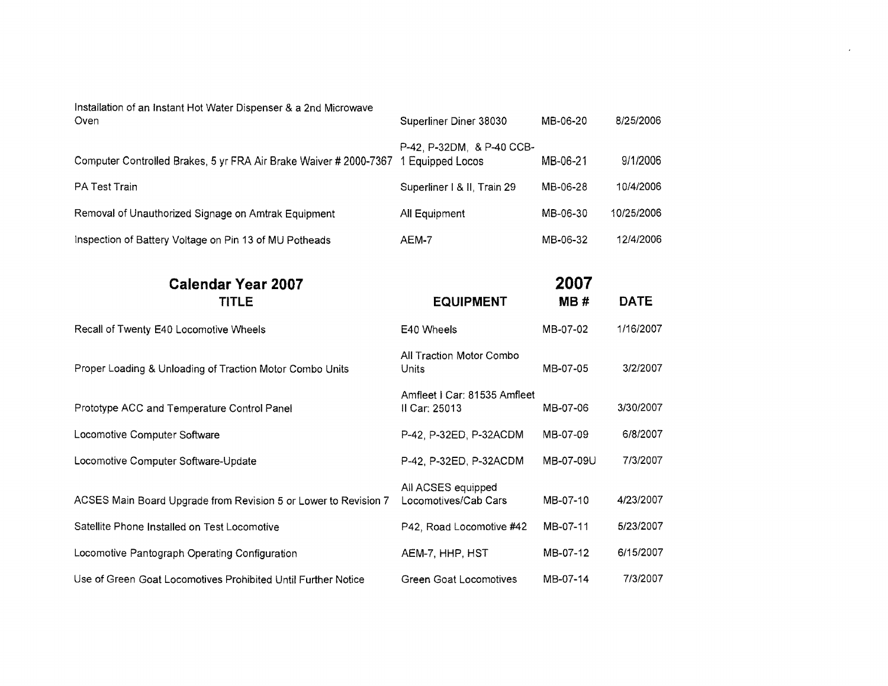| | | | |
|---|---|---|---|
| Installation of an Instant Hot Water Dispenser & a 2nd Microwave Oven | Superliner Diner 38030 | MB-06-20 | 8/25/2006 |
| Computer Controlled Brakes, 5 yr FRA Air Brake Waiver # 2000-7367 | P-42, P-32DM, & P-40 CCB-1 Equipped Locos | MB-06-21 | 9/1/2006 |
| PA Test Train | Superliner I & II, Train 29 | MB-06-28 | 10/4/2006 |
| Removal of Unauthorized Signage on Amtrak Equipment | All Equipment | MB-06-30 | 10/25/2006 |
| Inspection of Battery Voltage on Pin 13 of MU Potheads | AEM-7 | MB-06-32 | 12/4/2006 |

## Calendar Year 2007

| TITLE | EQUIPMENT | 2007 MB # | DATE |
|---|---|---|---|
| Recall of Twenty E40 Locomotive Wheels | E40 Wheels | MB-07-02 | 1/16/2007 |
| Proper Loading & Unloading of Traction Motor Combo Units | All Traction Motor Combo Units | MB-07-05 | 3/2/2007 |
| Prototype ACC and Temperature Control Panel | Amfleet I Car: 81535 Amfleet II Car: 25013 | MB-07-06 | 3/30/2007 |
| Locomotive Computer Software | P-42, P-32ED, P-32ACDM | MB-07-09 | 6/8/2007 |
| Locomotive Computer Software-Update | P-42, P-32ED, P-32ACDM | MB-07-09U | 7/3/2007 |
| ACSES Main Board Upgrade from Revision 5 or Lower to Revision 7 | All ACSES equipped Locomotives/Cab Cars | MB-07-10 | 4/23/2007 |
| Satellite Phone Installed on Test Locomotive | P42, Road Locomotive #42 | MB-07-11 | 5/23/2007 |
| Locomotive Pantograph Operating Configuration | AEM-7, HHP, HST | MB-07-12 | 6/15/2007 |
| Use of Green Goat Locomotives Prohibited Until Further Notice | Green Goat Locomotives | MB-07-14 | 7/3/2007 |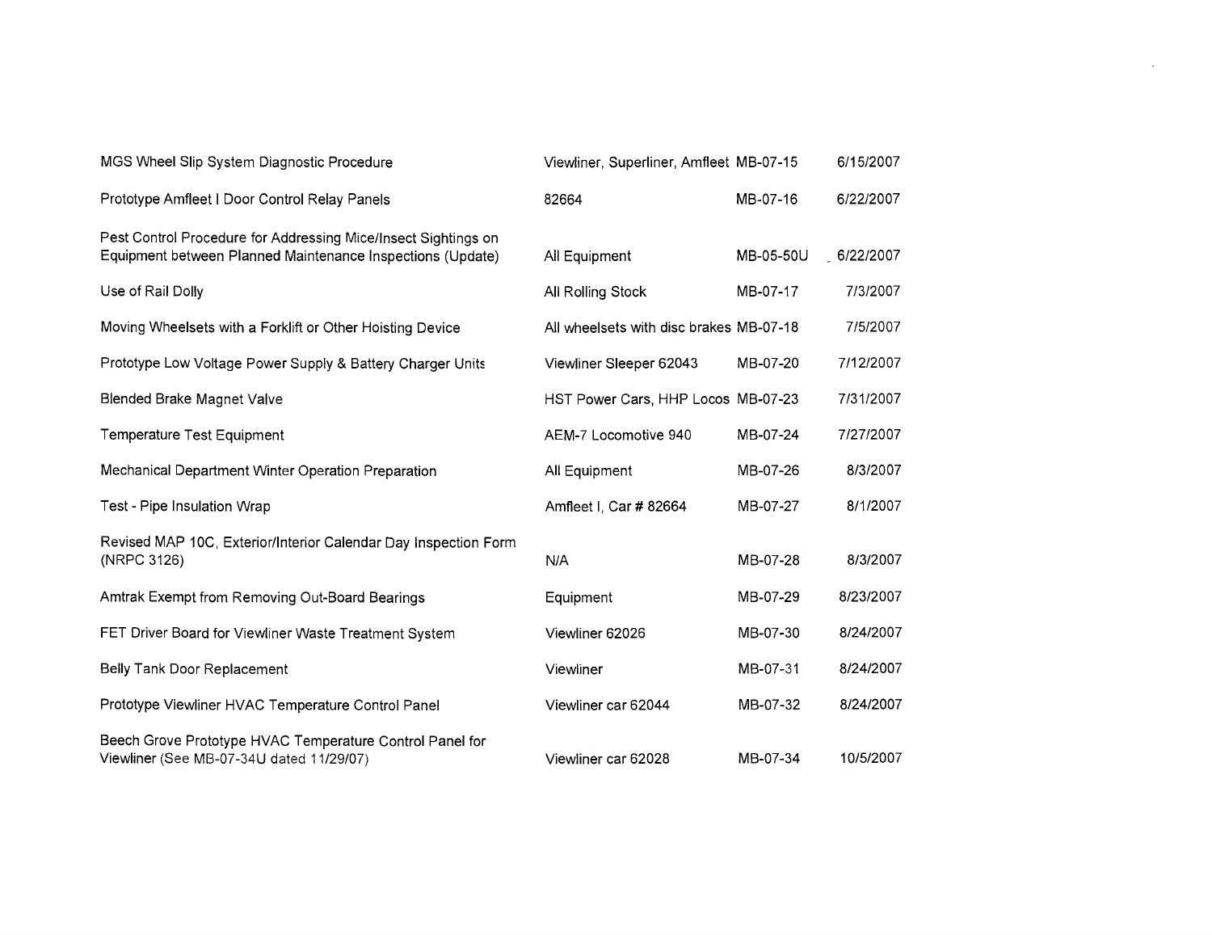| | | | |
|---|---|---|---|
| MGS Wheel Slip System Diagnostic Procedure | Viewliner, Superliner, Amfleet | MB-07-15 | 6/15/2007 |
| Prototype Amfleet I Door Control Relay Panels | 82664 | MB-07-16 | 6/22/2007 |
| Pest Control Procedure for Addressing Mice/Insect Sightings on Equipment between Planned Maintenance Inspections (Update) | All Equipment | MB-05-50U | 6/22/2007 |
| Use of Rail Dolly | All Rolling Stock | MB-07-17 | 7/3/2007 |
| Moving Wheelsets with a Forklift or Other Hoisting Device | All wheelsets with disc brakes | MB-07-18 | 7/5/2007 |
| Prototype Low Voltage Power Supply & Battery Charger Units | Viewliner Sleeper 62043 | MB-07-20 | 7/12/2007 |
| Blended Brake Magnet Valve | HST Power Cars, HHP Locos | MB-07-23 | 7/31/2007 |
| Temperature Test Equipment | AEM-7 Locomotive 940 | MB-07-24 | 7/27/2007 |
| Mechanical Department Winter Operation Preparation | All Equipment | MB-07-26 | 8/3/2007 |
| Test - Pipe Insulation Wrap | Amfleet I, Car # 82664 | MB-07-27 | 8/1/2007 |
| Revised MAP 10C, Exterior/Interior Calendar Day Inspection Form (NRPC 3126) | N/A | MB-07-28 | 8/3/2007 |
| Amtrak Exempt from Removing Out-Board Bearings | Equipment | MB-07-29 | 8/23/2007 |
| FET Driver Board for Viewliner Waste Treatment System | Viewliner 62026 | MB-07-30 | 8/24/2007 |
| Belly Tank Door Replacement | Viewliner | MB-07-31 | 8/24/2007 |
| Prototype Viewliner HVAC Temperature Control Panel | Viewliner car 62044 | MB-07-32 | 8/24/2007 |
| Beech Grove Prototype HVAC Temperature Control Panel for Viewliner (See MB-07-34U dated 11/29/07) | Viewliner car 62028 | MB-07-34 | 10/5/2007 |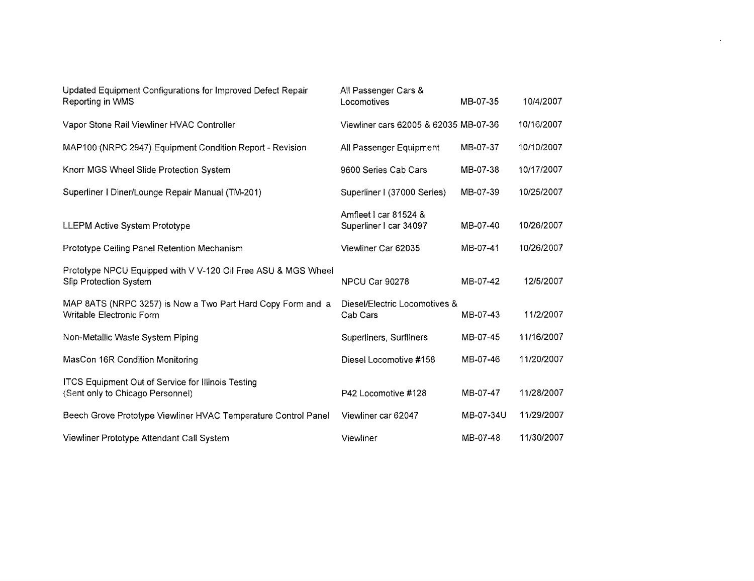| | | | |
|---|---|---|---|
| Updated Equipment Configurations for Improved Defect Repair Reporting in WMS | All Passenger Cars & Locomotives | MB-07-35 | 10/4/2007 |
| Vapor Stone Rail Viewliner HVAC Controller | Viewliner cars 62005 & 62035 | MB-07-36 | 10/16/2007 |
| MAP100 (NRPC 2947) Equipment Condition Report - Revision | All Passenger Equipment | MB-07-37 | 10/10/2007 |
| Knorr MGS Wheel Slide Protection System | 9600 Series Cab Cars | MB-07-38 | 10/17/2007 |
| Superliner I Diner/Lounge Repair Manual (TM-201) | Superliner I (37000 Series) | MB-07-39 | 10/25/2007 |
| LLEPM Active System Prototype | Amfleet I car 81524 & Superliner I car 34097 | MB-07-40 | 10/26/2007 |
| Prototype Ceiling Panel Retention Mechanism | Viewliner Car 62035 | MB-07-41 | 10/26/2007 |
| Prototype NPCU Equipped with V V-120 Oil Free ASU & MGS Wheel Slip Protection System | NPCU Car 90278 | MB-07-42 | 12/5/2007 |
| MAP 8ATS (NRPC 3257) is Now a Two Part Hard Copy Form and a Writable Electronic Form | Diesel/Electric Locomotives & Cab Cars | MB-07-43 | 11/2/2007 |
| Non-Metallic Waste System Piping | Superliners, Surfliners | MB-07-45 | 11/16/2007 |
| MasCon 16R Condition Monitoring | Diesel Locomotive #158 | MB-07-46 | 11/20/2007 |
| ITCS Equipment Out of Service for Illinois Testing (Sent only to Chicago Personnel) | P42 Locomotive #128 | MB-07-47 | 11/28/2007 |
| Beech Grove Prototype Viewliner HVAC Temperature Control Panel | Viewliner car 62047 | MB-07-34U | 11/29/2007 |
| Viewliner Prototype Attendant Call System | Viewliner | MB-07-48 | 11/30/2007 |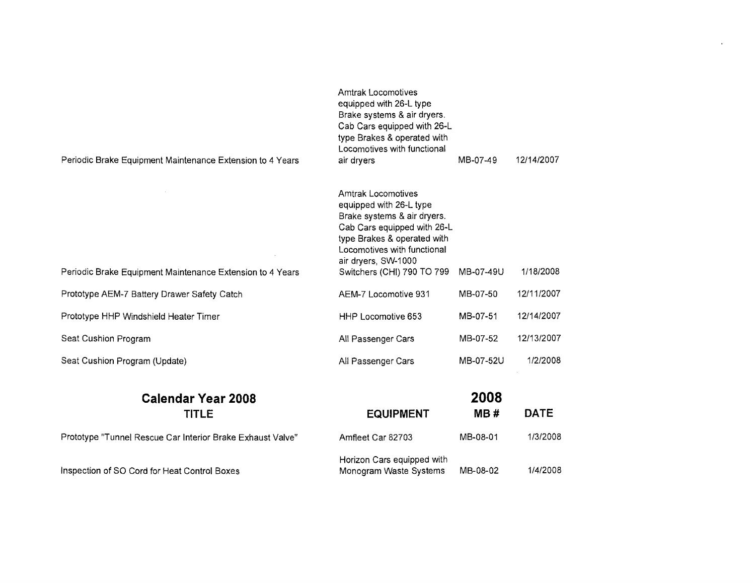| TITLE | EQUIPMENT | MB # | DATE |
| --- | --- | --- | --- |
| Periodic Brake Equipment Maintenance Extension to 4 Years | Amtrak Locomotives equipped with 26-L type Brake systems & air dryers. Cab Cars equipped with 26-L type Brakes & operated with Locomotives with functional air dryers | MB-07-49 | 12/14/2007 |
| Periodic Brake Equipment Maintenance Extension to 4 Years | Amtrak Locomotives equipped with 26-L type Brake systems & air dryers. Cab Cars equipped with 26-L type Brakes & operated with Locomotives with functional air dryers, SW-1000 Switchers (CHI) 790 TO 799 | MB-07-49U | 1/18/2008 |
| Prototype AEM-7 Battery Drawer Safety Catch | AEM-7 Locomotive 931 | MB-07-50 | 12/11/2007 |
| Prototype HHP Windshield Heater Timer | HHP Locomotive 653 | MB-07-51 | 12/14/2007 |
| Seat Cushion Program | All Passenger Cars | MB-07-52 | 12/13/2007 |
| Seat Cushion Program (Update) | All Passenger Cars | MB-07-52U | 1/2/2008 |

## Calendar Year 2008

| TITLE | EQUIPMENT | 2008 MB # | DATE |
| --- | --- | --- | --- |
| Prototype "Tunnel Rescue Car Interior Brake Exhaust Valve" | Amfleet Car 82703 | MB-08-01 | 1/3/2008 |
| Inspection of SO Cord for Heat Control Boxes | Horizon Cars equipped with Monogram Waste Systems | MB-08-02 | 1/4/2008 |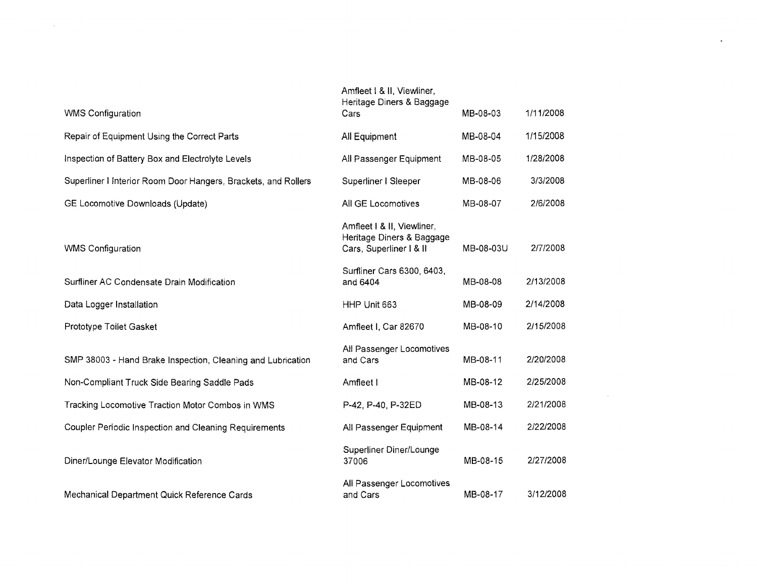| | | | |
|---|---|---|---|
| WMS Configuration | Amfleet I & II, Viewliner, Heritage Diners & Baggage Cars | MB-08-03 | 1/11/2008 |
| Repair of Equipment Using the Correct Parts | All Equipment | MB-08-04 | 1/15/2008 |
| Inspection of Battery Box and Electrolyte Levels | All Passenger Equipment | MB-08-05 | 1/28/2008 |
| Superliner I Interior Room Door Hangers, Brackets, and Rollers | Superliner I Sleeper | MB-08-06 | 3/3/2008 |
| GE Locomotive Downloads (Update) | All GE Locomotives | MB-08-07 | 2/6/2008 |
| WMS Configuration | Amfleet I & II, Viewliner, Heritage Diners & Baggage Cars, Superliner I & II | MB-08-03U | 2/7/2008 |
| Surfliner AC Condensate Drain Modification | Surfliner Cars 6300, 6403, and 6404 | MB-08-08 | 2/13/2008 |
| Data Logger Installation | HHP Unit 663 | MB-08-09 | 2/14/2008 |
| Prototype Toilet Gasket | Amfleet I, Car 82670 | MB-08-10 | 2/15/2008 |
| SMP 38003 - Hand Brake Inspection, Cleaning and Lubrication | All Passenger Locomotives and Cars | MB-08-11 | 2/20/2008 |
| Non-Compliant Truck Side Bearing Saddle Pads | Amfleet I | MB-08-12 | 2/25/2008 |
| Tracking Locomotive Traction Motor Combos in WMS | P-42, P-40, P-32ED | MB-08-13 | 2/21/2008 |
| Coupler Periodic Inspection and Cleaning Requirements | All Passenger Equipment | MB-08-14 | 2/22/2008 |
| Diner/Lounge Elevator Modification | Superliner Diner/Lounge 37006 | MB-08-15 | 2/27/2008 |
| Mechanical Department Quick Reference Cards | All Passenger Locomotives and Cars | MB-08-17 | 3/12/2008 |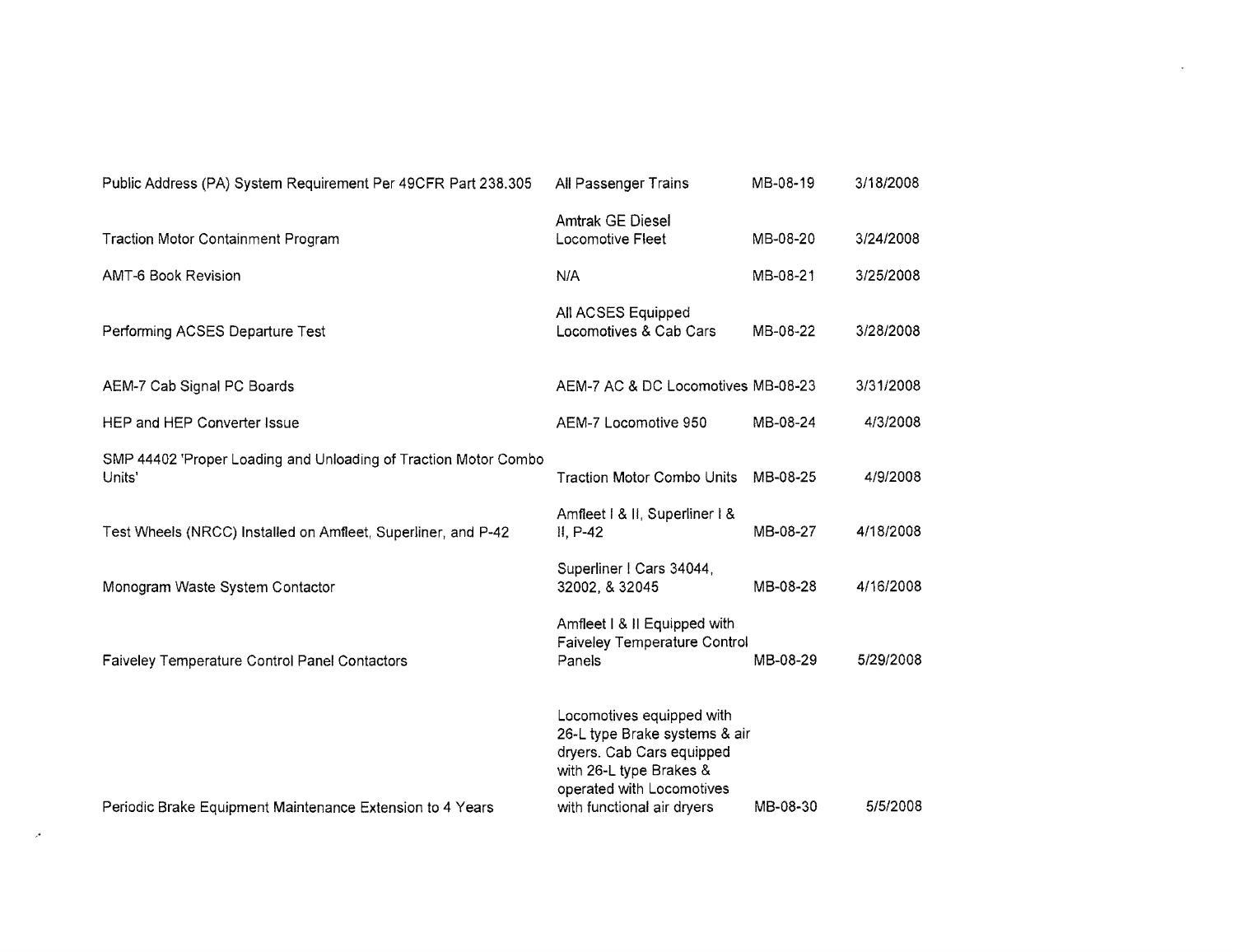| | | | |
|---|---|---|---|
| Public Address (PA) System Requirement Per 49CFR Part 238.305 | All Passenger Trains | MB-08-19 | 3/18/2008 |
| Traction Motor Containment Program | Amtrak GE Diesel Locomotive Fleet | MB-08-20 | 3/24/2008 |
| AMT-6 Book Revision | N/A | MB-08-21 | 3/25/2008 |
| Performing ACSES Departure Test | All ACSES Equipped Locomotives & Cab Cars | MB-08-22 | 3/28/2008 |
| AEM-7 Cab Signal PC Boards | AEM-7 AC & DC Locomotives | MB-08-23 | 3/31/2008 |
| HEP and HEP Converter Issue | AEM-7 Locomotive 950 | MB-08-24 | 4/3/2008 |
| SMP 44402 'Proper Loading and Unloading of Traction Motor Combo Units' | Traction Motor Combo Units | MB-08-25 | 4/9/2008 |
| Test Wheels (NRCC) Installed on Amfleet, Superliner, and P-42 | Amfleet I & II, Superliner I & II, P-42 | MB-08-27 | 4/18/2008 |
| Monogram Waste System Contactor | Superliner I Cars 34044, 32002, & 32045 | MB-08-28 | 4/16/2008 |
| Faiveley Temperature Control Panel Contactors | Amfleet I & II Equipped with Faiveley Temperature Control Panels | MB-08-29 | 5/29/2008 |
| Periodic Brake Equipment Maintenance Extension to 4 Years | Locomotives equipped with 26-L type Brake systems & air dryers. Cab Cars equipped with 26-L type Brakes & operated with Locomotives with functional air dryers | MB-08-30 | 5/5/2008 |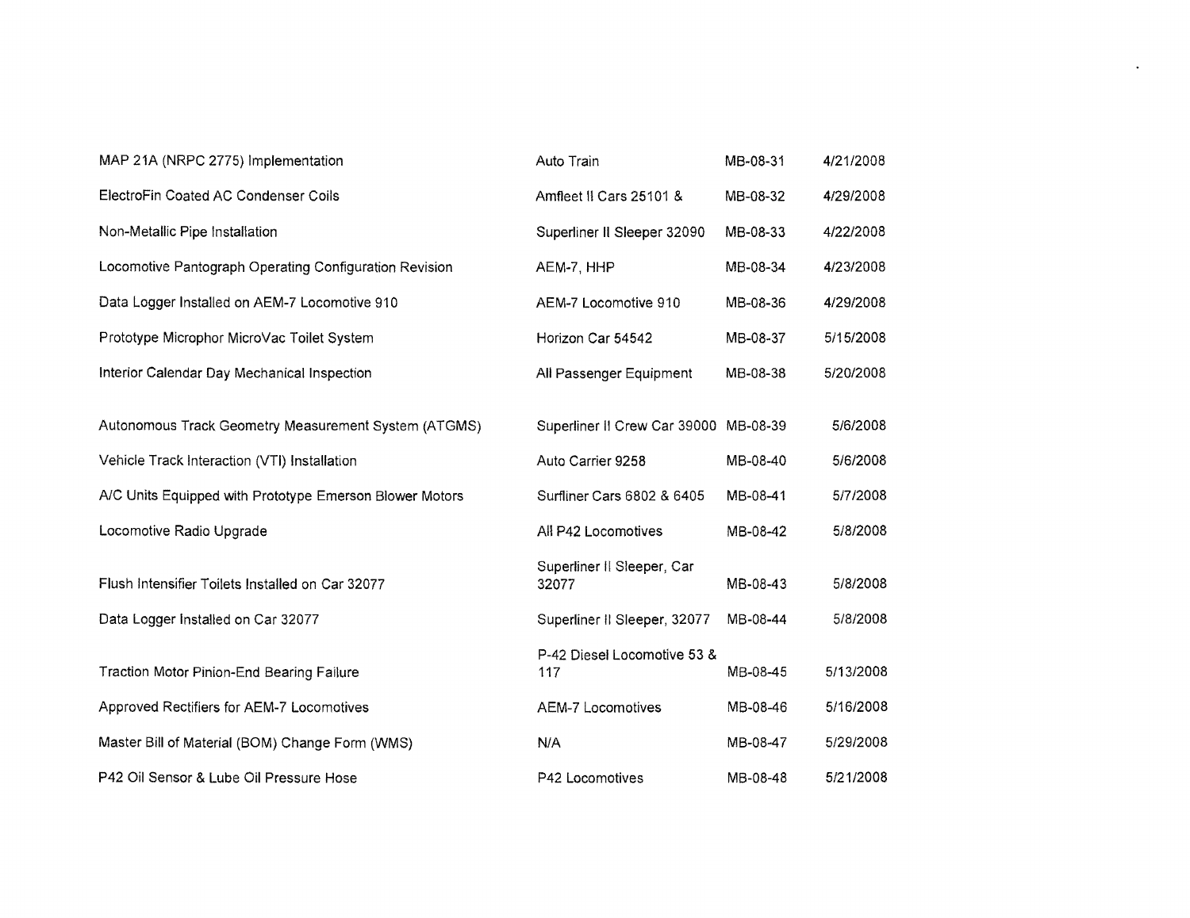| | | | |
|---|---|---|---|
| MAP 21A (NRPC 2775) Implementation | Auto Train | MB-08-31 | 4/21/2008 |
| ElectroFin Coated AC Condenser Coils | Amfleet II Cars 25101 & | MB-08-32 | 4/29/2008 |
| Non-Metallic Pipe Installation | Superliner II Sleeper 32090 | MB-08-33 | 4/22/2008 |
| Locomotive Pantograph Operating Configuration Revision | AEM-7, HHP | MB-08-34 | 4/23/2008 |
| Data Logger Installed on AEM-7 Locomotive 910 | AEM-7 Locomotive 910 | MB-08-36 | 4/29/2008 |
| Prototype Microphor MicroVac Toilet System | Horizon Car 54542 | MB-08-37 | 5/15/2008 |
| Interior Calendar Day Mechanical Inspection | All Passenger Equipment | MB-08-38 | 5/20/2008 |
| Autonomous Track Geometry Measurement System (ATGMS) | Superliner II Crew Car 39000 | MB-08-39 | 5/6/2008 |
| Vehicle Track Interaction (VTI) Installation | Auto Carrier 9258 | MB-08-40 | 5/6/2008 |
| A/C Units Equipped with Prototype Emerson Blower Motors | Surfliner Cars 6802 & 6405 | MB-08-41 | 5/7/2008 |
| Locomotive Radio Upgrade | All P42 Locomotives | MB-08-42 | 5/8/2008 |
| Flush Intensifier Toilets Installed on Car 32077 | Superliner II Sleeper, Car 32077 | MB-08-43 | 5/8/2008 |
| Data Logger Installed on Car 32077 | Superliner II Sleeper, 32077 | MB-08-44 | 5/8/2008 |
| Traction Motor Pinion-End Bearing Failure | P-42 Diesel Locomotive 53 & 117 | MB-08-45 | 5/13/2008 |
| Approved Rectifiers for AEM-7 Locomotives | AEM-7 Locomotives | MB-08-46 | 5/16/2008 |
| Master Bill of Material (BOM) Change Form (WMS) | N/A | MB-08-47 | 5/29/2008 |
| P42 Oil Sensor & Lube Oil Pressure Hose | P42 Locomotives | MB-08-48 | 5/21/2008 |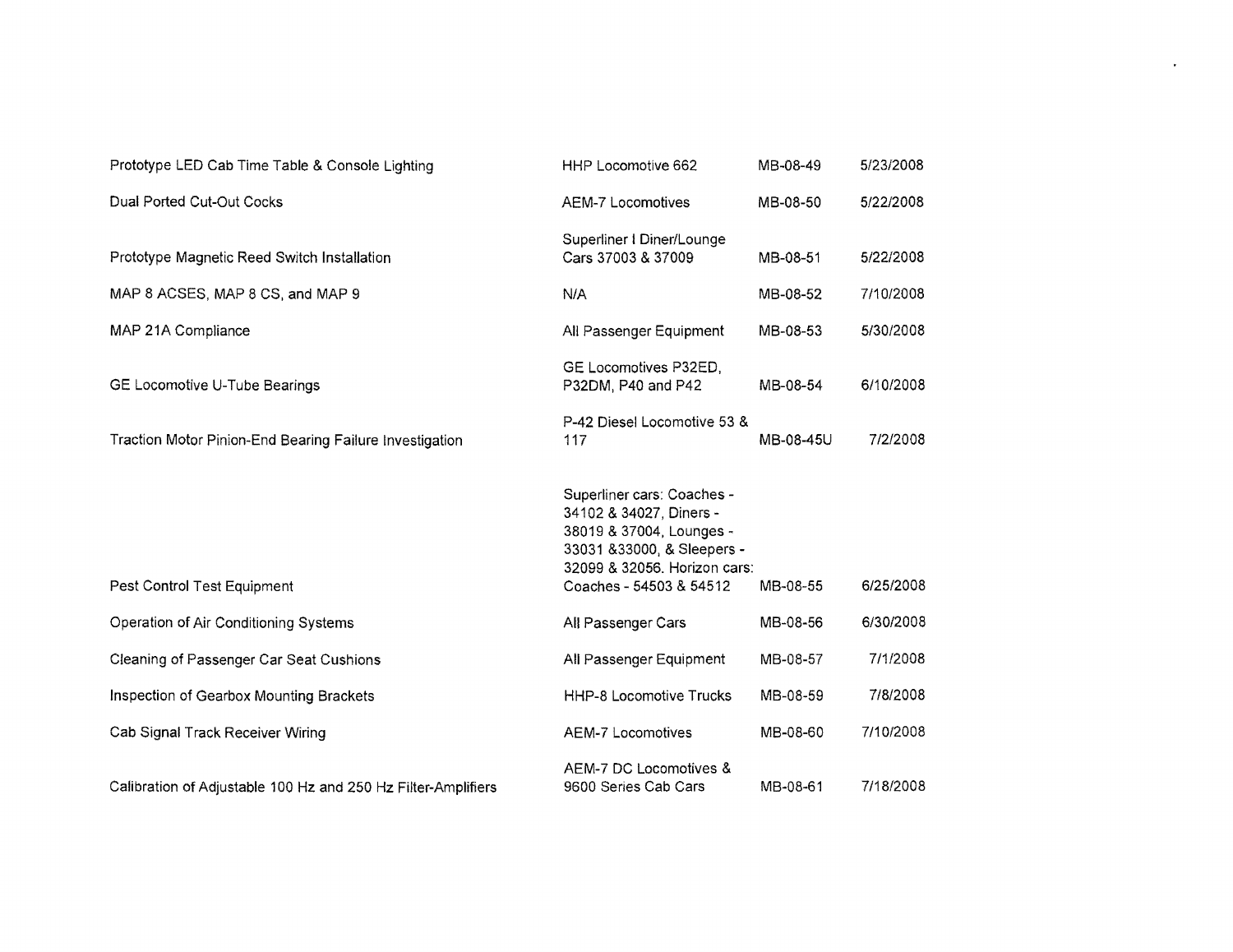| | | | |
|---|---|---|---|
| Prototype LED Cab Time Table & Console Lighting | HHP Locomotive 662 | MB-08-49 | 5/23/2008 |
| Dual Ported Cut-Out Cocks | AEM-7 Locomotives | MB-08-50 | 5/22/2008 |
| Prototype Magnetic Reed Switch Installation | Superliner I Diner/Lounge Cars 37003 & 37009 | MB-08-51 | 5/22/2008 |
| MAP 8 ACSES, MAP 8 CS, and MAP 9 | N/A | MB-08-52 | 7/10/2008 |
| MAP 21A Compliance | All Passenger Equipment | MB-08-53 | 5/30/2008 |
| GE Locomotive U-Tube Bearings | GE Locomotives P32ED, P32DM, P40 and P42 | MB-08-54 | 6/10/2008 |
| Traction Motor Pinion-End Bearing Failure Investigation | P-42 Diesel Locomotive 53 & 117 | MB-08-45U | 7/2/2008 |
| Pest Control Test Equipment | Superliner cars: Coaches - 34102 & 34027, Diners - 38019 & 37004, Lounges - 33031 &33000, & Sleepers - 32099 & 32056. Horizon cars: Coaches - 54503 & 54512 | MB-08-55 | 6/25/2008 |
| Operation of Air Conditioning Systems | All Passenger Cars | MB-08-56 | 6/30/2008 |
| Cleaning of Passenger Car Seat Cushions | All Passenger Equipment | MB-08-57 | 7/1/2008 |
| Inspection of Gearbox Mounting Brackets | HHP-8 Locomotive Trucks | MB-08-59 | 7/8/2008 |
| Cab Signal Track Receiver Wiring | AEM-7 Locomotives | MB-08-60 | 7/10/2008 |
| Calibration of Adjustable 100 Hz and 250 Hz Filter-Amplifiers | AEM-7 DC Locomotives & 9600 Series Cab Cars | MB-08-61 | 7/18/2008 |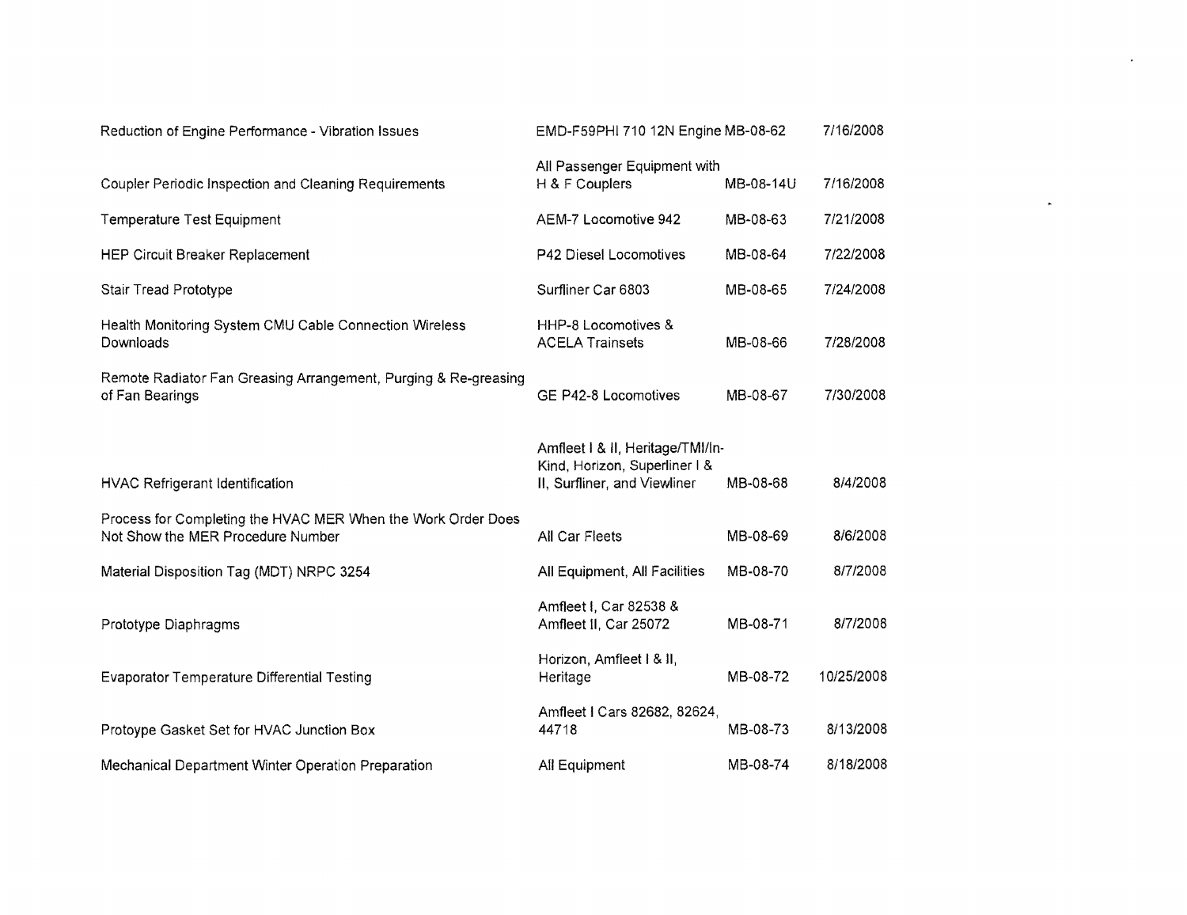| | | | |
|---|---|---|---|
| Reduction of Engine Performance - Vibration Issues | EMD-F59PHI 710 12N Engine | MB-08-62 | 7/16/2008 |
| Coupler Periodic Inspection and Cleaning Requirements | All Passenger Equipment with H & F Couplers | MB-08-14U | 7/16/2008 |
| Temperature Test Equipment | AEM-7 Locomotive 942 | MB-08-63 | 7/21/2008 |
| HEP Circuit Breaker Replacement | P42 Diesel Locomotives | MB-08-64 | 7/22/2008 |
| Stair Tread Prototype | Surfliner Car 6803 | MB-08-65 | 7/24/2008 |
| Health Monitoring System CMU Cable Connection Wireless Downloads | HHP-8 Locomotives & ACELA Trainsets | MB-08-66 | 7/28/2008 |
| Remote Radiator Fan Greasing Arrangement, Purging & Re-greasing of Fan Bearings | GE P42-8 Locomotives | MB-08-67 | 7/30/2008 |
| HVAC Refrigerant Identification | Amfleet I & II, Heritage/TMI/In-Kind, Horizon, Superliner I & II, Surfliner, and Viewliner | MB-08-68 | 8/4/2008 |
| Process for Completing the HVAC MER When the Work Order Does Not Show the MER Procedure Number | All Car Fleets | MB-08-69 | 8/6/2008 |
| Material Disposition Tag (MDT) NRPC 3254 | All Equipment, All Facilities | MB-08-70 | 8/7/2008 |
| Prototype Diaphragms | Amfleet I, Car 82538 & Amfleet II, Car 25072 | MB-08-71 | 8/7/2008 |
| Evaporator Temperature Differential Testing | Horizon, Amfleet I & II, Heritage | MB-08-72 | 10/25/2008 |
| Protoype Gasket Set for HVAC Junction Box | Amfleet I Cars 82682, 82624, 44718 | MB-08-73 | 8/13/2008 |
| Mechanical Department Winter Operation Preparation | All Equipment | MB-08-74 | 8/18/2008 |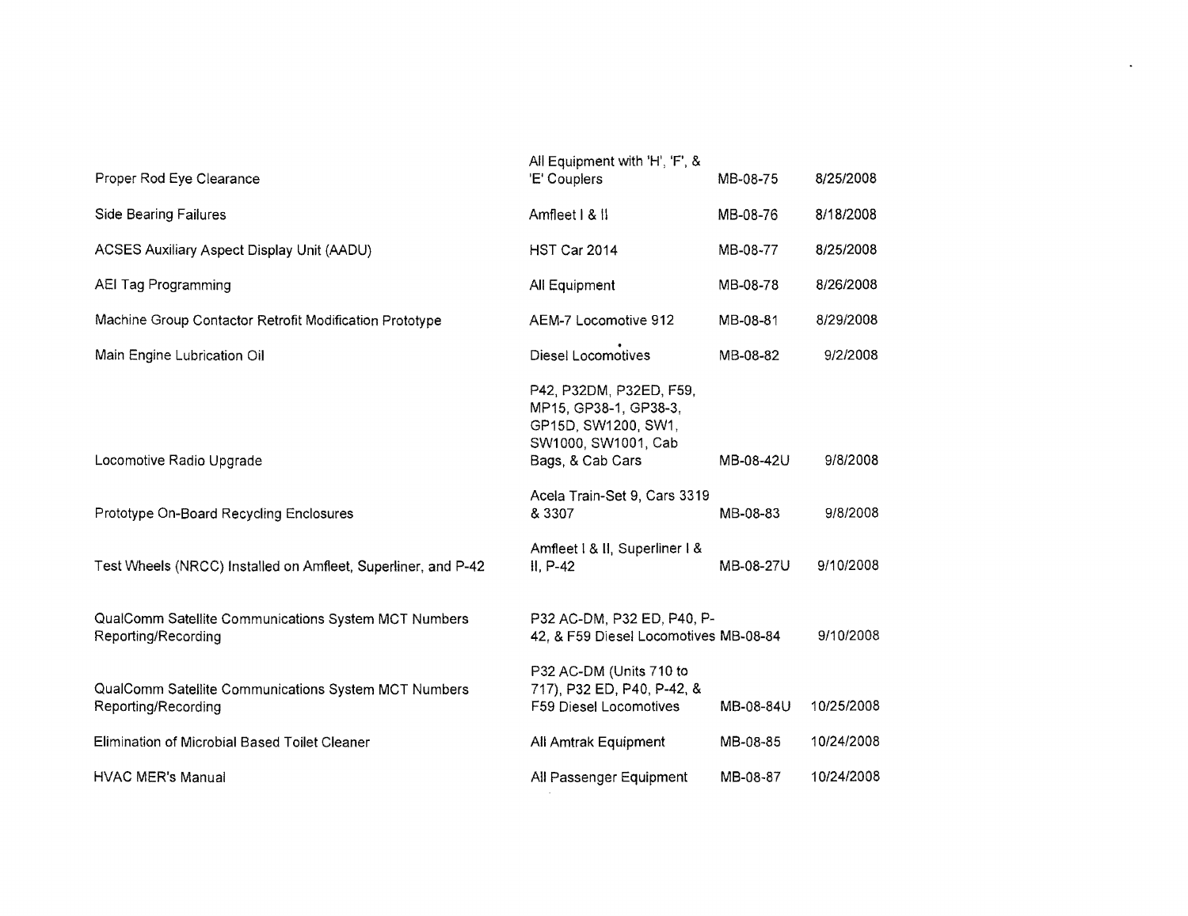| | | | |
|---|---|---|---|
| Proper Rod Eye Clearance | All Equipment with 'H', 'F', & 'E' Couplers | MB-08-75 | 8/25/2008 |
| Side Bearing Failures | Amfleet I & II | MB-08-76 | 8/18/2008 |
| ACSES Auxiliary Aspect Display Unit (AADU) | HST Car 2014 | MB-08-77 | 8/25/2008 |
| AEI Tag Programming | All Equipment | MB-08-78 | 8/26/2008 |
| Machine Group Contactor Retrofit Modification Prototype | AEM-7 Locomotive 912 | MB-08-81 | 8/29/2008 |
| Main Engine Lubrication Oil | Diesel Locomotives | MB-08-82 | 9/2/2008 |
| Locomotive Radio Upgrade | P42, P32DM, P32ED, F59, MP15, GP38-1, GP38-3, GP15D, SW1200, SW1, SW1000, SW1001, Cab Bags, & Cab Cars | MB-08-42U | 9/8/2008 |
| Prototype On-Board Recycling Enclosures | Acela Train-Set 9, Cars 3319 & 3307 | MB-08-83 | 9/8/2008 |
| Test Wheels (NRCC) Installed on Amfleet, Superliner, and P-42 | Amfleet I & II, Superliner I & II, P-42 | MB-08-27U | 9/10/2008 |
| QualComm Satellite Communications System MCT Numbers Reporting/Recording | P32 AC-DM, P32 ED, P40, P-42, & F59 Diesel Locomotives | MB-08-84 | 9/10/2008 |
| QualComm Satellite Communications System MCT Numbers Reporting/Recording | P32 AC-DM (Units 710 to 717), P32 ED, P40, P-42, & F59 Diesel Locomotives | MB-08-84U | 10/25/2008 |
| Elimination of Microbial Based Toilet Cleaner | All Amtrak Equipment | MB-08-85 | 10/24/2008 |
| HVAC MER's Manual | All Passenger Equipment | MB-08-87 | 10/24/2008 |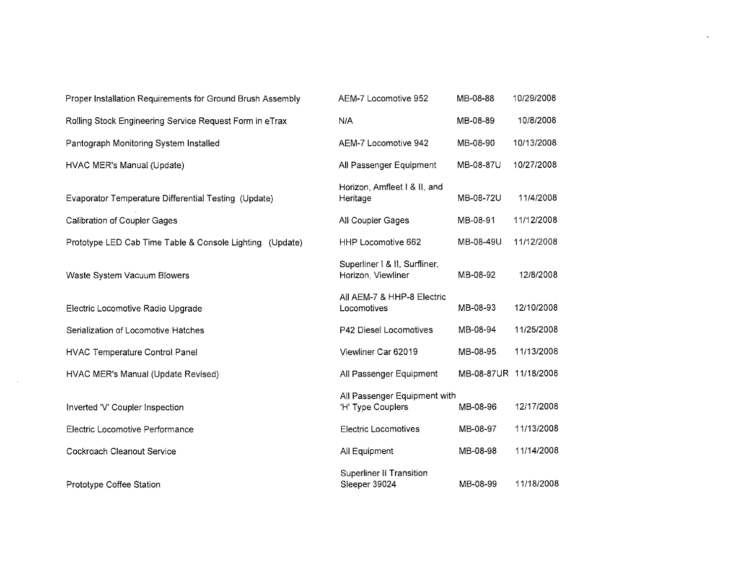| | | | |
|---|---|---|---|
| Proper Installation Requirements for Ground Brush Assembly | AEM-7 Locomotive 952 | MB-08-88 | 10/29/2008 |
| Rolling Stock Engineering Service Request Form in eTrax | N/A | MB-08-89 | 10/8/2008 |
| Pantograph Monitoring System Installed | AEM-7 Locomotive 942 | MB-08-90 | 10/13/2008 |
| HVAC MER's Manual (Update) | All Passenger Equipment | MB-08-87U | 10/27/2008 |
| Evaporator Temperature Differential Testing (Update) | Horizon, Amfleet I & II, and Heritage | MB-08-72U | 11/4/2008 |
| Calibration of Coupler Gages | All Coupler Gages | MB-08-91 | 11/12/2008 |
| Prototype LED Cab Time Table & Console Lighting (Update) | HHP Locomotive 662 | MB-08-49U | 11/12/2008 |
| Waste System Vacuum Blowers | Superliner I & II, Surfliner, Horizon, Viewliner | MB-08-92 | 12/8/2008 |
| Electric Locomotive Radio Upgrade | All AEM-7 & HHP-8 Electric Locomotives | MB-08-93 | 12/10/2008 |
| Serialization of Locomotive Hatches | P42 Diesel Locomotives | MB-08-94 | 11/25/2008 |
| HVAC Temperature Control Panel | Viewliner Car 62019 | MB-08-95 | 11/13/2008 |
| HVAC MER's Manual (Update Revised) | All Passenger Equipment | MB-08-87UR | 11/18/2008 |
| Inverted 'V' Coupler Inspection | All Passenger Equipment with 'H' Type Couplers | MB-08-96 | 12/17/2008 |
| Electric Locomotive Performance | Electric Locomotives | MB-08-97 | 11/13/2008 |
| Cockroach Cleanout Service | All Equipment | MB-08-98 | 11/14/2008 |
| Prototype Coffee Station | Superliner II Transition Sleeper 39024 | MB-08-99 | 11/18/2008 |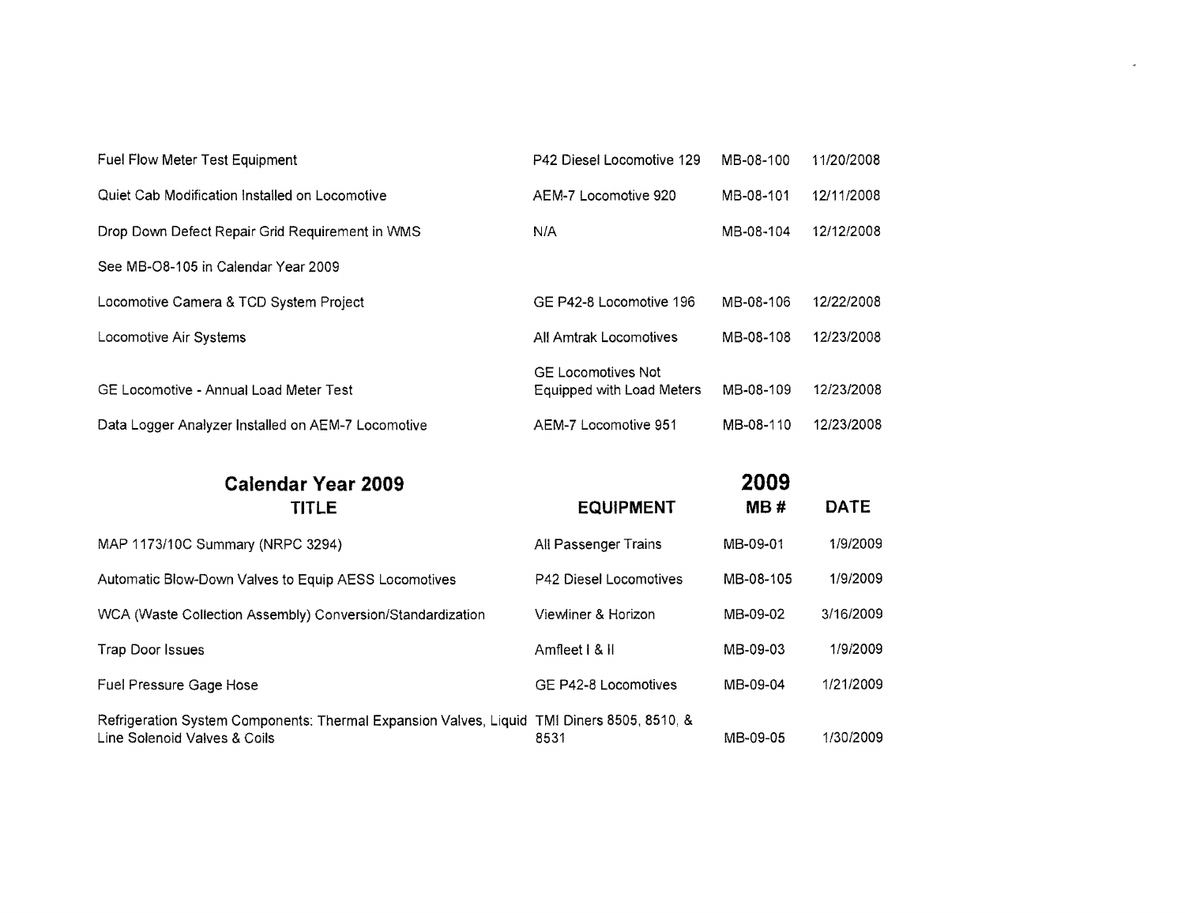| | | | |
|---|---|---|---|
| Fuel Flow Meter Test Equipment | P42 Diesel Locomotive 129 | MB-08-100 | 11/20/2008 |
| Quiet Cab Modification Installed on Locomotive | AEM-7 Locomotive 920 | MB-08-101 | 12/11/2008 |
| Drop Down Defect Repair Grid Requirement in WMS | N/A | MB-08-104 | 12/12/2008 |
| See MB-O8-105 in Calendar Year 2009 | | | |
| Locomotive Camera & TCD System Project | GE P42-8 Locomotive 196 | MB-08-106 | 12/22/2008 |
| Locomotive Air Systems | All Amtrak Locomotives | MB-08-108 | 12/23/2008 |
| GE Locomotive - Annual Load Meter Test | GE Locomotives Not Equipped with Load Meters | MB-08-109 | 12/23/2008 |
| Data Logger Analyzer Installed on AEM-7 Locomotive | AEM-7 Locomotive 951 | MB-08-110 | 12/23/2008 |

## Calendar Year 2009

| TITLE | EQUIPMENT | 2009 MB # | DATE |
|---|---|---|---|
| MAP 1173/10C Summary (NRPC 3294) | All Passenger Trains | MB-09-01 | 1/9/2009 |
| Automatic Blow-Down Valves to Equip AESS Locomotives | P42 Diesel Locomotives | MB-08-105 | 1/9/2009 |
| WCA (Waste Collection Assembly) Conversion/Standardization | Viewliner & Horizon | MB-09-02 | 3/16/2009 |
| Trap Door Issues | Amfleet I & II | MB-09-03 | 1/9/2009 |
| Fuel Pressure Gage Hose | GE P42-8 Locomotives | MB-09-04 | 1/21/2009 |
| Refrigeration System Components: Thermal Expansion Valves, Liquid Line Solenoid Valves & Coils | TMI Diners 8505, 8510, & 8531 | MB-09-05 | 1/30/2009 |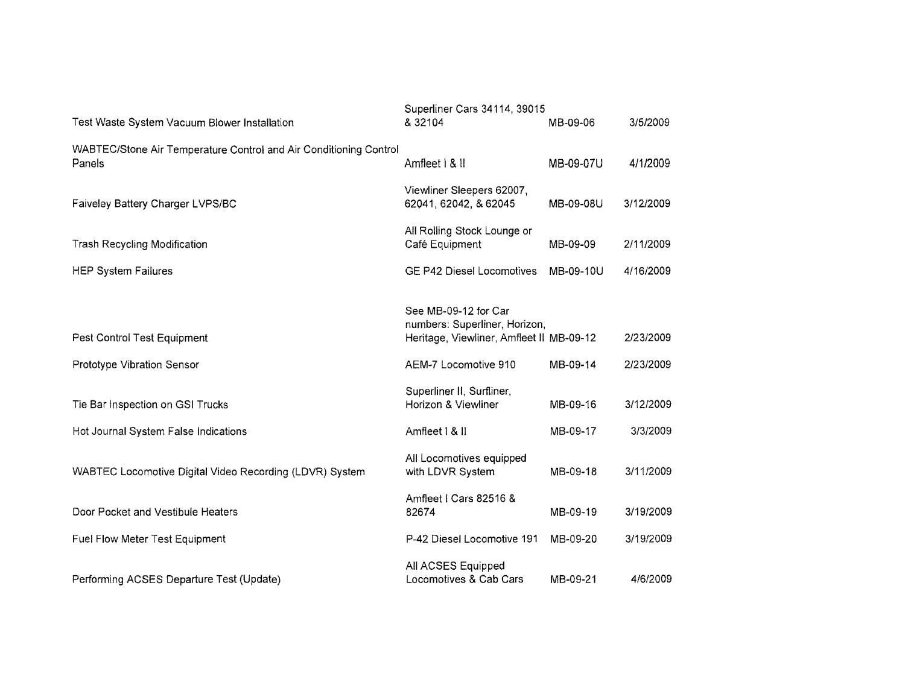| | | | |
|---|---|---|---|
| Test Waste System Vacuum Blower Installation | Superliner Cars 34114, 39015 & 32104 | MB-09-06 | 3/5/2009 |
| WABTEC/Stone Air Temperature Control and Air Conditioning Control Panels | Amfleet I & II | MB-09-07U | 4/1/2009 |
| Faiveley Battery Charger LVPS/BC | Viewliner Sleepers 62007, 62041, 62042, & 62045 | MB-09-08U | 3/12/2009 |
| Trash Recycling Modification | All Rolling Stock Lounge or Café Equipment | MB-09-09 | 2/11/2009 |
| HEP System Failures | GE P42 Diesel Locomotives | MB-09-10U | 4/16/2009 |
| Pest Control Test Equipment | See MB-09-12 for Car numbers: Superliner, Horizon, Heritage, Viewliner, Amfleet II | MB-09-12 | 2/23/2009 |
| Prototype Vibration Sensor | AEM-7 Locomotive 910 | MB-09-14 | 2/23/2009 |
| Tie Bar Inspection on GSI Trucks | Superliner II, Surfliner, Horizon & Viewliner | MB-09-16 | 3/12/2009 |
| Hot Journal System False Indications | Amfleet I & II | MB-09-17 | 3/3/2009 |
| WABTEC Locomotive Digital Video Recording (LDVR) System | All Locomotives equipped with LDVR System | MB-09-18 | 3/11/2009 |
| Door Pocket and Vestibule Heaters | Amfleet I Cars 82516 & 82674 | MB-09-19 | 3/19/2009 |
| Fuel Flow Meter Test Equipment | P-42 Diesel Locomotive 191 | MB-09-20 | 3/19/2009 |
| Performing ACSES Departure Test (Update) | All ACSES Equipped Locomotives & Cab Cars | MB-09-21 | 4/6/2009 |